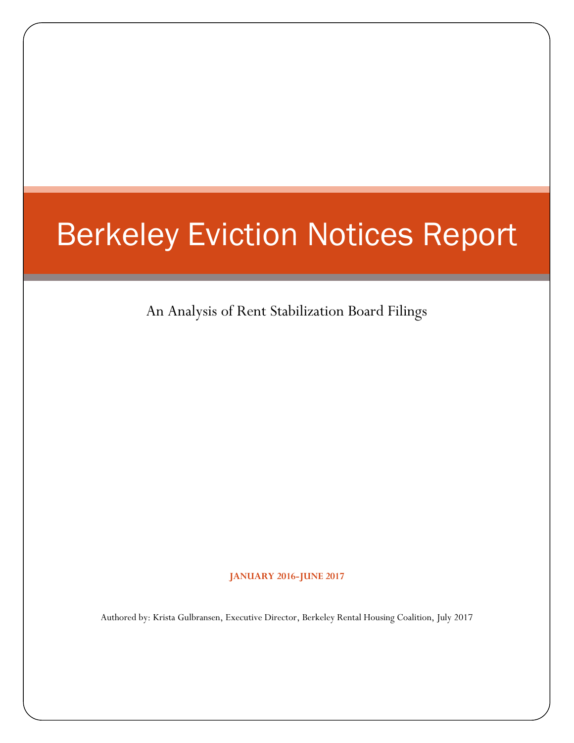# Berkeley Eviction Notices Report

An Analysis of Rent Stabilization Board Filings

**JANUARY 2016-JUNE 2017**

Authored by: Krista Gulbransen, Executive Director, Berkeley Rental Housing Coalition, July 2017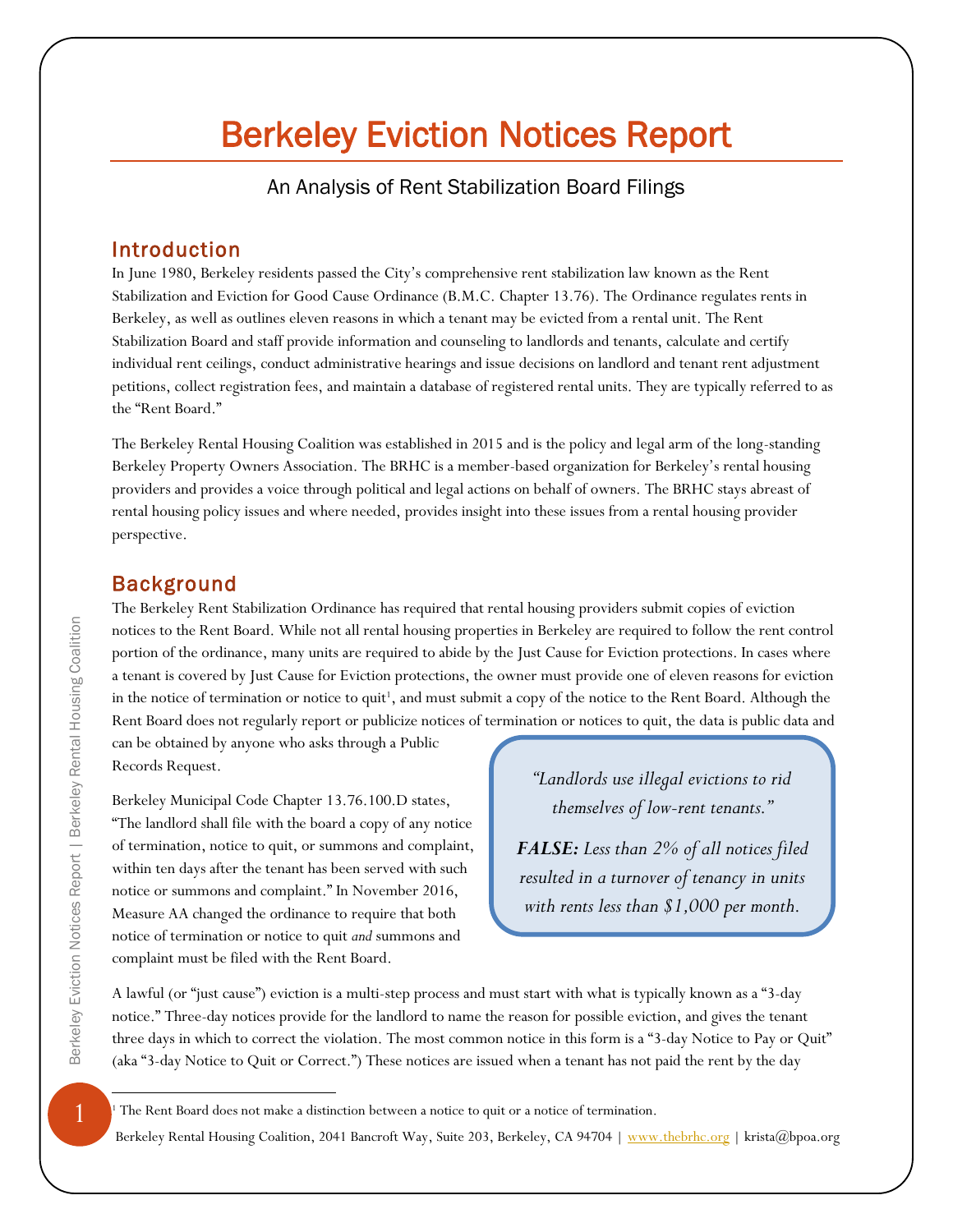# Berkeley Eviction Notices Report

An Analysis of Rent Stabilization Board Filings

## Introduction

In June 1980, Berkeley residents passed the City's comprehensive rent stabilization law known as the Rent Stabilization and Eviction for Good Cause Ordinance (B.M.C. Chapter 13.76). The Ordinance regulates rents in Berkeley, as well as outlines eleven reasons in which a tenant may be evicted from a rental unit. The Rent Stabilization Board and staff provide information and counseling to landlords and tenants, calculate and certify individual rent ceilings, conduct administrative hearings and issue decisions on landlord and tenant rent adjustment petitions, collect registration fees, and maintain a database of registered rental units. They are typically referred to as the "Rent Board."

The Berkeley Rental Housing Coalition was established in 2015 and is the policy and legal arm of the long-standing Berkeley Property Owners Association. The BRHC is a member-based organization for Berkeley's rental housing providers and provides a voice through political and legal actions on behalf of owners. The BRHC stays abreast of rental housing policy issues and where needed, provides insight into these issues from a rental housing provider perspective.

## Background

The Berkeley Rent Stabilization Ordinance has required that rental housing providers submit copies of eviction notices to the Rent Board. While not all rental housing properties in Berkeley are required to follow the rent control portion of the ordinance, many units are required to abide by the Just Cause for Eviction protections. In cases where a tenant is covered by Just Cause for Eviction protections, the owner must provide one of eleven reasons for eviction in the notice of termination or notice to quit[1], and must submit a copy of the notice to the Rent Board. Although the Rent Board does not regularly report or publicize notices of termination or notices to quit, the data is public data and can be obtained by anyone who asks through a Public Records Request.

> *"Landlords use illegal evictions to rid themselves of low-rent tenants."*
>
> ***FALSE:*** *Less than 2% of all notices filed resulted in a turnover of tenancy in units with rents less than $1,000 per month.*

Berkeley Municipal Code Chapter 13.76.100.D states, "The landlord shall file with the board a copy of any notice of termination, notice to quit, or summons and complaint, within ten days after the tenant has been served with such notice or summons and complaint." In November 2016, Measure AA changed the ordinance to require that both notice of termination or notice to quit *and* summons and complaint must be filed with the Rent Board.

A lawful (or "just cause") eviction is a multi-step process and must start with what is typically known as a "3-day notice." Three-day notices provide for the landlord to name the reason for possible eviction, and gives the tenant three days in which to correct the violation. The most common notice in this form is a "3-day Notice to Pay or Quit" (aka "3-day Notice to Quit or Correct.") These notices are issued when a tenant has not paid the rent by the day

[1] The Rent Board does not make a distinction between a notice to quit or a notice of termination.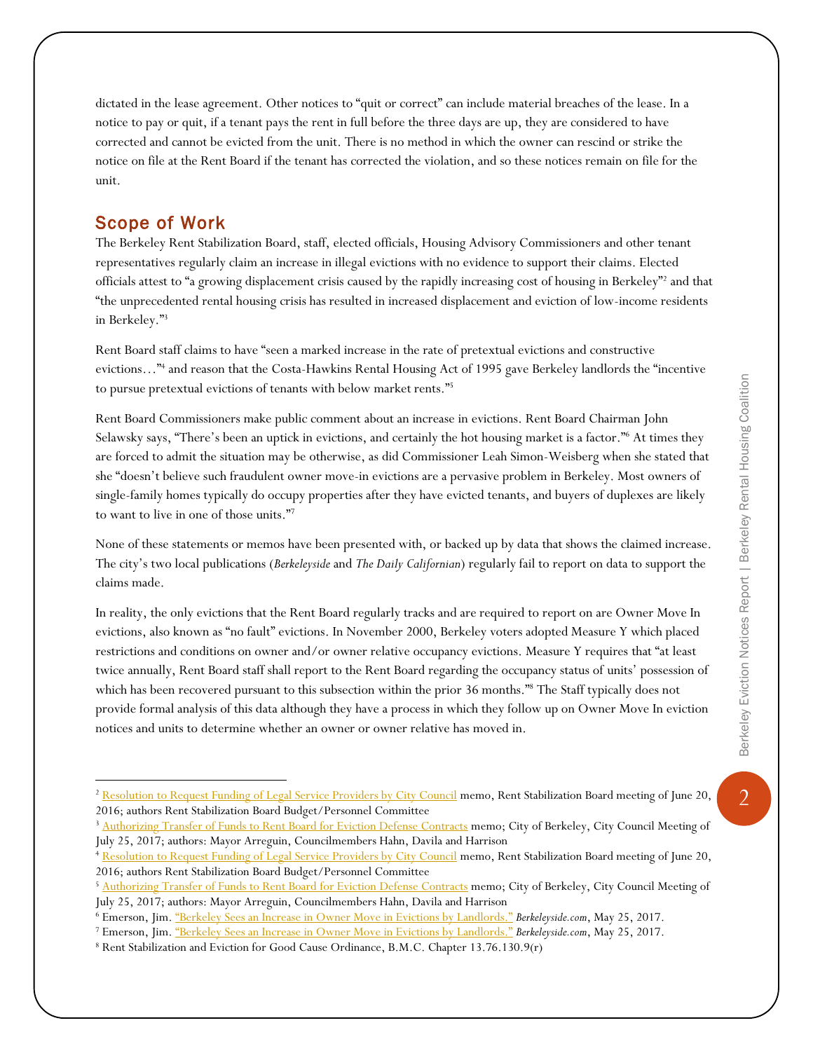dictated in the lease agreement. Other notices to "quit or correct" can include material breaches of the lease. In a notice to pay or quit, if a tenant pays the rent in full before the three days are up, they are considered to have corrected and cannot be evicted from the unit. There is no method in which the owner can rescind or strike the notice on file at the Rent Board if the tenant has corrected the violation, and so these notices remain on file for the unit.

## Scope of Work

The Berkeley Rent Stabilization Board, staff, elected officials, Housing Advisory Commissioners and other tenant representatives regularly claim an increase in illegal evictions with no evidence to support their claims. Elected officials attest to "a growing displacement crisis caused by the rapidly increasing cost of housing in Berkeley"[2] and that "the unprecedented rental housing crisis has resulted in increased displacement and eviction of low-income residents in Berkeley."[3]

Rent Board staff claims to have "seen a marked increase in the rate of pretextual evictions and constructive evictions…"[4] and reason that the Costa-Hawkins Rental Housing Act of 1995 gave Berkeley landlords the "incentive to pursue pretextual evictions of tenants with below market rents."[5]

Rent Board Commissioners make public comment about an increase in evictions. Rent Board Chairman John Selawsky says, "There's been an uptick in evictions, and certainly the hot housing market is a factor."[6] At times they are forced to admit the situation may be otherwise, as did Commissioner Leah Simon-Weisberg when she stated that she "doesn't believe such fraudulent owner move-in evictions are a pervasive problem in Berkeley. Most owners of single-family homes typically do occupy properties after they have evicted tenants, and buyers of duplexes are likely to want to live in one of those units."[7]

None of these statements or memos have been presented with, or backed up by data that shows the claimed increase. The city's two local publications (*Berkeleyside* and *The Daily Californian*) regularly fail to report on data to support the claims made.

In reality, the only evictions that the Rent Board regularly tracks and are required to report on are Owner Move In evictions, also known as "no fault" evictions. In November 2000, Berkeley voters adopted Measure Y which placed restrictions and conditions on owner and/or owner relative occupancy evictions. Measure Y requires that "at least twice annually, Rent Board staff shall report to the Rent Board regarding the occupancy status of units' possession of which has been recovered pursuant to this subsection within the prior 36 months."[8] The Staff typically does not provide formal analysis of this data although they have a process in which they follow up on Owner Move In eviction notices and units to determine whether an owner or owner relative has moved in.

---

[2] Resolution to Request Funding of Legal Service Providers by City Council memo, Rent Stabilization Board meeting of June 20, 2016; authors Rent Stabilization Board Budget/Personnel Committee

[3] Authorizing Transfer of Funds to Rent Board for Eviction Defense Contracts memo; City of Berkeley, City Council Meeting of July 25, 2017; authors: Mayor Arreguin, Councilmembers Hahn, Davila and Harrison

[4] Resolution to Request Funding of Legal Service Providers by City Council memo, Rent Stabilization Board meeting of June 20, 2016; authors Rent Stabilization Board Budget/Personnel Committee

[5] Authorizing Transfer of Funds to Rent Board for Eviction Defense Contracts memo; City of Berkeley, City Council Meeting of July 25, 2017; authors: Mayor Arreguin, Councilmembers Hahn, Davila and Harrison

[6] Emerson, Jim. "Berkeley Sees an Increase in Owner Move in Evictions by Landlords." *Berkeleyside.com*, May 25, 2017.

[7] Emerson, Jim. "Berkeley Sees an Increase in Owner Move in Evictions by Landlords." *Berkeleyside.com*, May 25, 2017.

[8] Rent Stabilization and Eviction for Good Cause Ordinance, B.M.C. Chapter 13.76.130.9(r)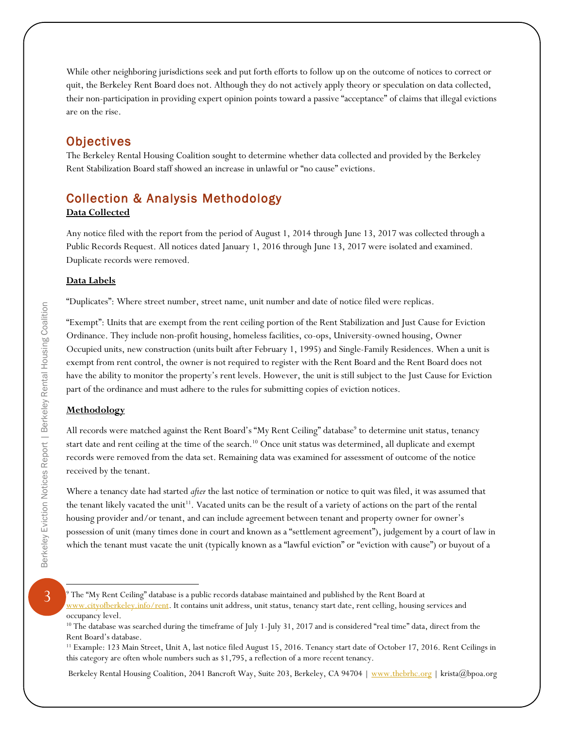While other neighboring jurisdictions seek and put forth efforts to follow up on the outcome of notices to correct or quit, the Berkeley Rent Board does not. Although they do not actively apply theory or speculation on data collected, their non-participation in providing expert opinion points toward a passive "acceptance" of claims that illegal evictions are on the rise.

## Objectives

The Berkeley Rental Housing Coalition sought to determine whether data collected and provided by the Berkeley Rent Stabilization Board staff showed an increase in unlawful or "no cause" evictions.

## Collection & Analysis Methodology

**Data Collected**

Any notice filed with the report from the period of August 1, 2014 through June 13, 2017 was collected through a Public Records Request. All notices dated January 1, 2016 through June 13, 2017 were isolated and examined. Duplicate records were removed.

**Data Labels**

"Duplicates": Where street number, street name, unit number and date of notice filed were replicas.

"Exempt": Units that are exempt from the rent ceiling portion of the Rent Stabilization and Just Cause for Eviction Ordinance. They include non-profit housing, homeless facilities, co-ops, University-owned housing, Owner Occupied units, new construction (units built after February 1, 1995) and Single-Family Residences. When a unit is exempt from rent control, the owner is not required to register with the Rent Board and the Rent Board does not have the ability to monitor the property's rent levels. However, the unit is still subject to the Just Cause for Eviction part of the ordinance and must adhere to the rules for submitting copies of eviction notices.

**Methodology**

All records were matched against the Rent Board's "My Rent Ceiling" database[9] to determine unit status, tenancy start date and rent ceiling at the time of the search.[10] Once unit status was determined, all duplicate and exempt records were removed from the data set. Remaining data was examined for assessment of outcome of the notice received by the tenant.

Where a tenancy date had started *after* the last notice of termination or notice to quit was filed, it was assumed that the tenant likely vacated the unit[11]. Vacated units can be the result of a variety of actions on the part of the rental housing provider and/or tenant, and can include agreement between tenant and property owner for owner's possession of unit (many times done in court and known as a "settlement agreement"), judgement by a court of law in which the tenant must vacate the unit (typically known as a "lawful eviction" or "eviction with cause") or buyout of a

---

[9] The "My Rent Ceiling" database is a public records database maintained and published by the Rent Board at www.cityofberkeley.info/rent. It contains unit address, unit status, tenancy start date, rent celling, housing services and occupancy level.

[10] The database was searched during the timeframe of July 1-July 31, 2017 and is considered "real time" data, direct from the Rent Board's database.

[11] Example: 123 Main Street, Unit A, last notice filed August 15, 2016. Tenancy start date of October 17, 2016. Rent Ceilings in this category are often whole numbers such as $1,795, a reflection of a more recent tenancy.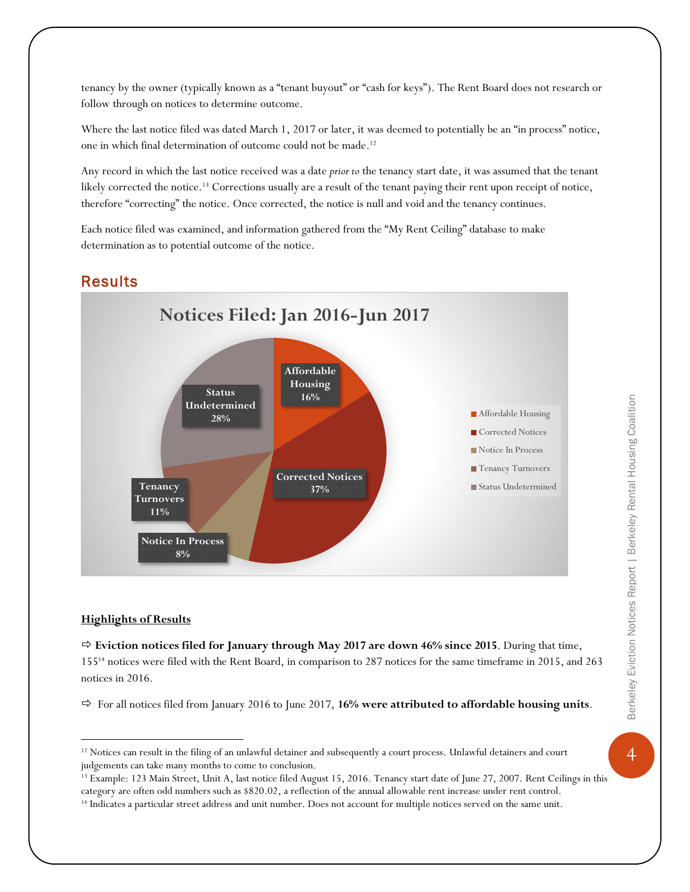tenancy by the owner (typically known as a "tenant buyout" or "cash for keys"). The Rent Board does not research or follow through on notices to determine outcome.

Where the last notice filed was dated March 1, 2017 or later, it was deemed to potentially be an "in process" notice, one in which final determination of outcome could not be made.[12]

Any record in which the last notice received was a date *prior to* the tenancy start date, it was assumed that the tenant likely corrected the notice.[13] Corrections usually are a result of the tenant paying their rent upon receipt of notice, therefore "correcting" the notice. Once corrected, the notice is null and void and the tenancy continues.

Each notice filed was examined, and information gathered from the "My Rent Ceiling" database to make determination as to potential outcome of the notice.

## Results

**Notices Filed: Jan 2016-Jun 2017**

| Category | Percentage |
|---|---|
| Affordable Housing | 16% |
| Corrected Notices | 37% |
| Notice In Process | 8% |
| Tenancy Turnovers | 11% |
| Status Undetermined | 28% |

**Highlights of Results**

⇨ **Eviction notices filed for January through May 2017 are down 46% since 2015**. During that time, 155[14] notices were filed with the Rent Board, in comparison to 287 notices for the same timeframe in 2015, and 263 notices in 2016.

⇨ For all notices filed from January 2016 to June 2017, **16% were attributed to affordable housing units**.

---

[12] Notices can result in the filing of an unlawful detainer and subsequently a court process. Unlawful detainers and court judgements can take many months to come to conclusion.

[13] Example: 123 Main Street, Unit A, last notice filed August 15, 2016. Tenancy start date of June 27, 2007. Rent Ceilings in this category are often odd numbers such as $820.02, a reflection of the annual allowable rent increase under rent control.

[14] Indicates a particular street address and unit number. Does not account for multiple notices served on the same unit.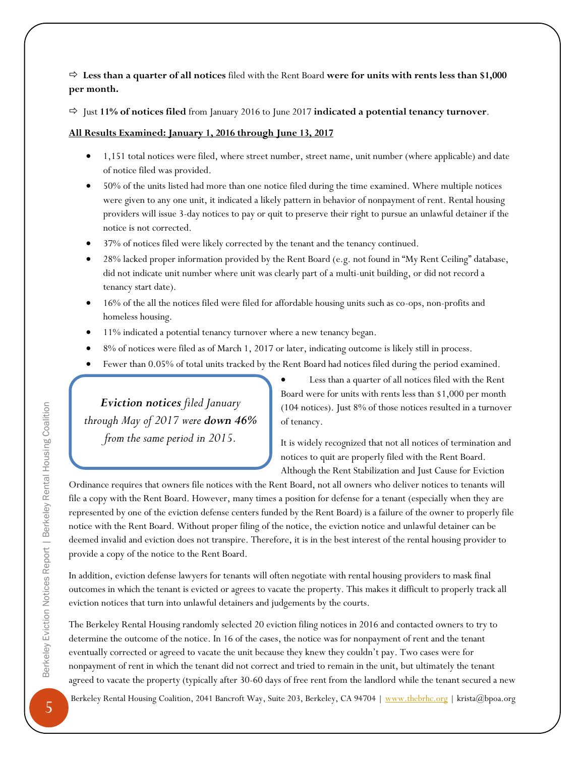⇨ **Less than a quarter of all notices** filed with the Rent Board **were for units with rents less than $1,000 per month.**

⇨ Just **11% of notices filed** from January 2016 to June 2017 **indicated a potential tenancy turnover**.

**All Results Examined: January 1, 2016 through June 13, 2017**

- 1,151 total notices were filed, where street number, street name, unit number (where applicable) and date of notice filed was provided.
- 50% of the units listed had more than one notice filed during the time examined. Where multiple notices were given to any one unit, it indicated a likely pattern in behavior of nonpayment of rent. Rental housing providers will issue 3-day notices to pay or quit to preserve their right to pursue an unlawful detainer if the notice is not corrected.
- 37% of notices filed were likely corrected by the tenant and the tenancy continued.
- 28% lacked proper information provided by the Rent Board (e.g. not found in "My Rent Ceiling" database, did not indicate unit number where unit was clearly part of a multi-unit building, or did not record a tenancy start date).
- 16% of the all the notices filed were filed for affordable housing units such as co-ops, non-profits and homeless housing.
- 11% indicated a potential tenancy turnover where a new tenancy began.
- 8% of notices were filed as of March 1, 2017 or later, indicating outcome is likely still in process.
- Fewer than 0.05% of total units tracked by the Rent Board had notices filed during the period examined.
- Less than a quarter of all notices filed with the Rent Board were for units with rents less than $1,000 per month (104 notices). Just 8% of those notices resulted in a turnover of tenancy.

> ***Eviction notices** filed January through May of 2017 were **down 46%** from the same period in 2015.*

It is widely recognized that not all notices of termination and notices to quit are properly filed with the Rent Board. Although the Rent Stabilization and Just Cause for Eviction Ordinance requires that owners file notices with the Rent Board, not all owners who deliver notices to tenants will file a copy with the Rent Board. However, many times a position for defense for a tenant (especially when they are represented by one of the eviction defense centers funded by the Rent Board) is a failure of the owner to properly file notice with the Rent Board. Without proper filing of the notice, the eviction notice and unlawful detainer can be deemed invalid and eviction does not transpire. Therefore, it is in the best interest of the rental housing provider to provide a copy of the notice to the Rent Board.

In addition, eviction defense lawyers for tenants will often negotiate with rental housing providers to mask final outcomes in which the tenant is evicted or agrees to vacate the property. This makes it difficult to properly track all eviction notices that turn into unlawful detainers and judgements by the courts.

The Berkeley Rental Housing randomly selected 20 eviction filing notices in 2016 and contacted owners to try to determine the outcome of the notice. In 16 of the cases, the notice was for nonpayment of rent and the tenant eventually corrected or agreed to vacate the unit because they knew they couldn't pay. Two cases were for nonpayment of rent in which the tenant did not correct and tried to remain in the unit, but ultimately the tenant agreed to vacate the property (typically after 30-60 days of free rent from the landlord while the tenant secured a new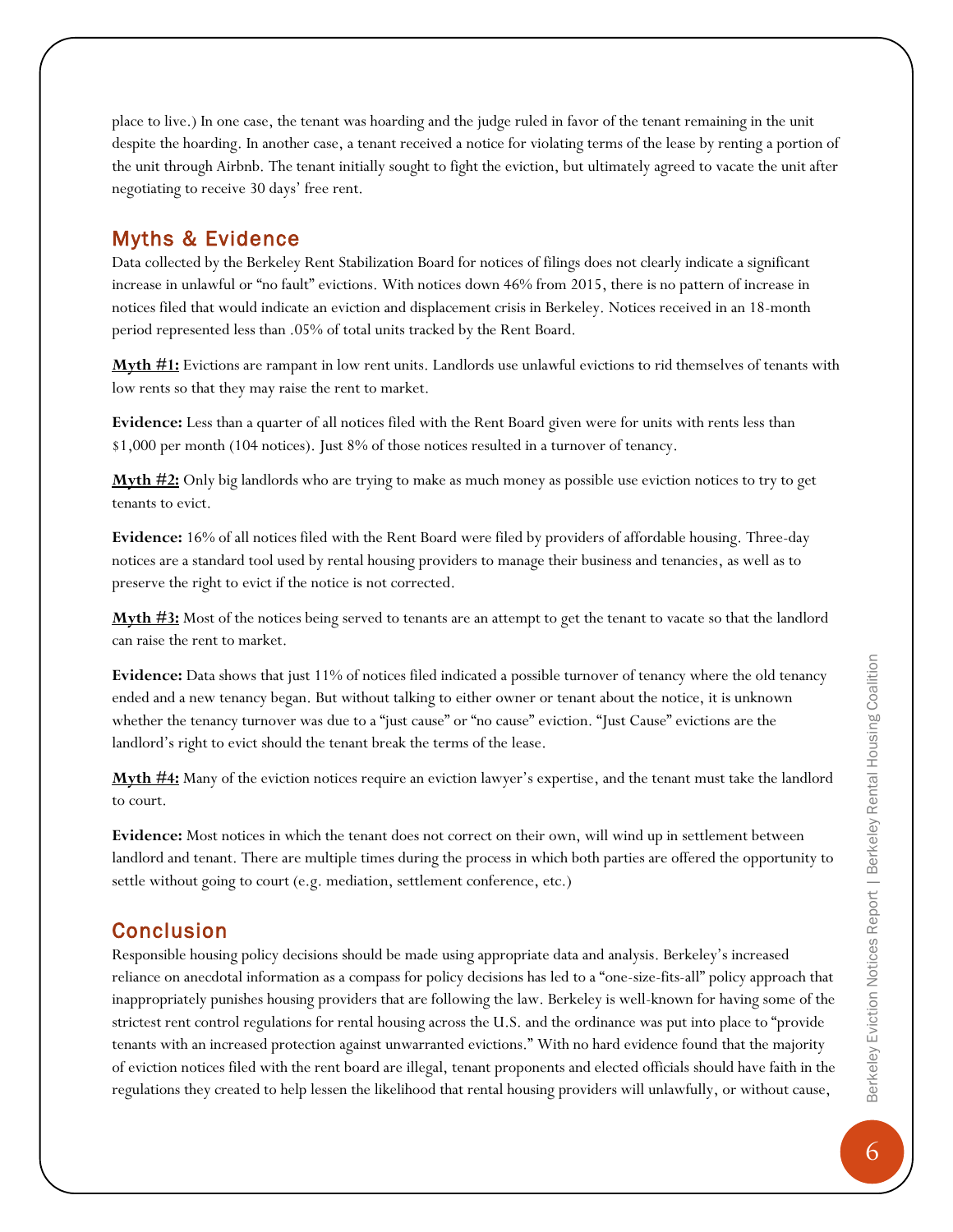place to live.) In one case, the tenant was hoarding and the judge ruled in favor of the tenant remaining in the unit despite the hoarding. In another case, a tenant received a notice for violating terms of the lease by renting a portion of the unit through Airbnb. The tenant initially sought to fight the eviction, but ultimately agreed to vacate the unit after negotiating to receive 30 days' free rent.

## Myths & Evidence

Data collected by the Berkeley Rent Stabilization Board for notices of filings does not clearly indicate a significant increase in unlawful or "no fault" evictions. With notices down 46% from 2015, there is no pattern of increase in notices filed that would indicate an eviction and displacement crisis in Berkeley. Notices received in an 18-month period represented less than .05% of total units tracked by the Rent Board.

**Myth #1:** Evictions are rampant in low rent units. Landlords use unlawful evictions to rid themselves of tenants with low rents so that they may raise the rent to market.

**Evidence:** Less than a quarter of all notices filed with the Rent Board given were for units with rents less than $1,000 per month (104 notices). Just 8% of those notices resulted in a turnover of tenancy.

**Myth #2:** Only big landlords who are trying to make as much money as possible use eviction notices to try to get tenants to evict.

**Evidence:** 16% of all notices filed with the Rent Board were filed by providers of affordable housing. Three-day notices are a standard tool used by rental housing providers to manage their business and tenancies, as well as to preserve the right to evict if the notice is not corrected.

**Myth #3:** Most of the notices being served to tenants are an attempt to get the tenant to vacate so that the landlord can raise the rent to market.

**Evidence:** Data shows that just 11% of notices filed indicated a possible turnover of tenancy where the old tenancy ended and a new tenancy began. But without talking to either owner or tenant about the notice, it is unknown whether the tenancy turnover was due to a "just cause" or "no cause" eviction. "Just Cause" evictions are the landlord's right to evict should the tenant break the terms of the lease.

**Myth #4:** Many of the eviction notices require an eviction lawyer's expertise, and the tenant must take the landlord to court.

**Evidence:** Most notices in which the tenant does not correct on their own, will wind up in settlement between landlord and tenant. There are multiple times during the process in which both parties are offered the opportunity to settle without going to court (e.g. mediation, settlement conference, etc.)

## Conclusion

Responsible housing policy decisions should be made using appropriate data and analysis. Berkeley's increased reliance on anecdotal information as a compass for policy decisions has led to a "one-size-fits-all" policy approach that inappropriately punishes housing providers that are following the law. Berkeley is well-known for having some of the strictest rent control regulations for rental housing across the U.S. and the ordinance was put into place to "provide tenants with an increased protection against unwarranted evictions." With no hard evidence found that the majority of eviction notices filed with the rent board are illegal, tenant proponents and elected officials should have faith in the regulations they created to help lessen the likelihood that rental housing providers will unlawfully, or without cause,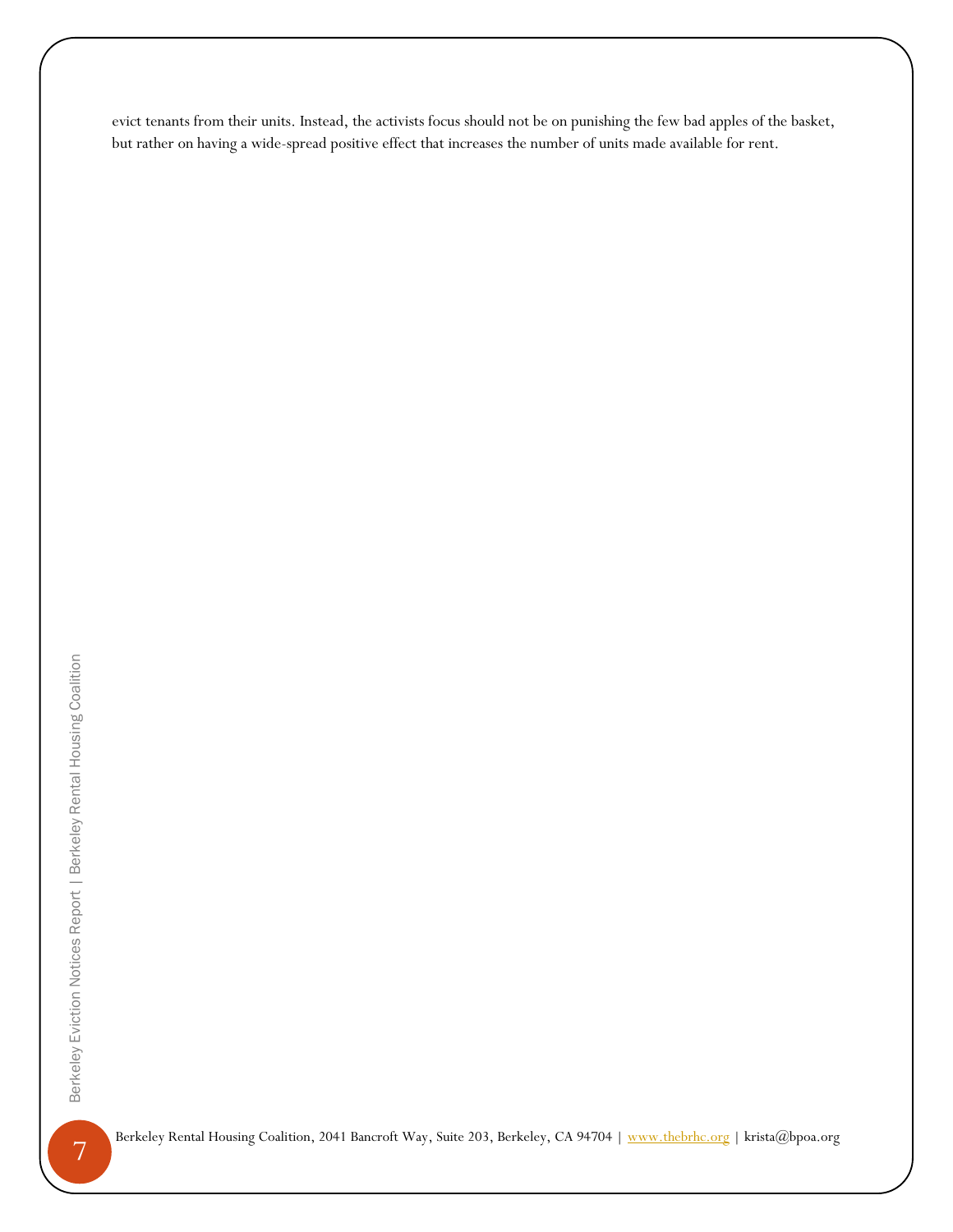evict tenants from their units. Instead, the activists focus should not be on punishing the few bad apples of the basket, but rather on having a wide-spread positive effect that increases the number of units made available for rent.